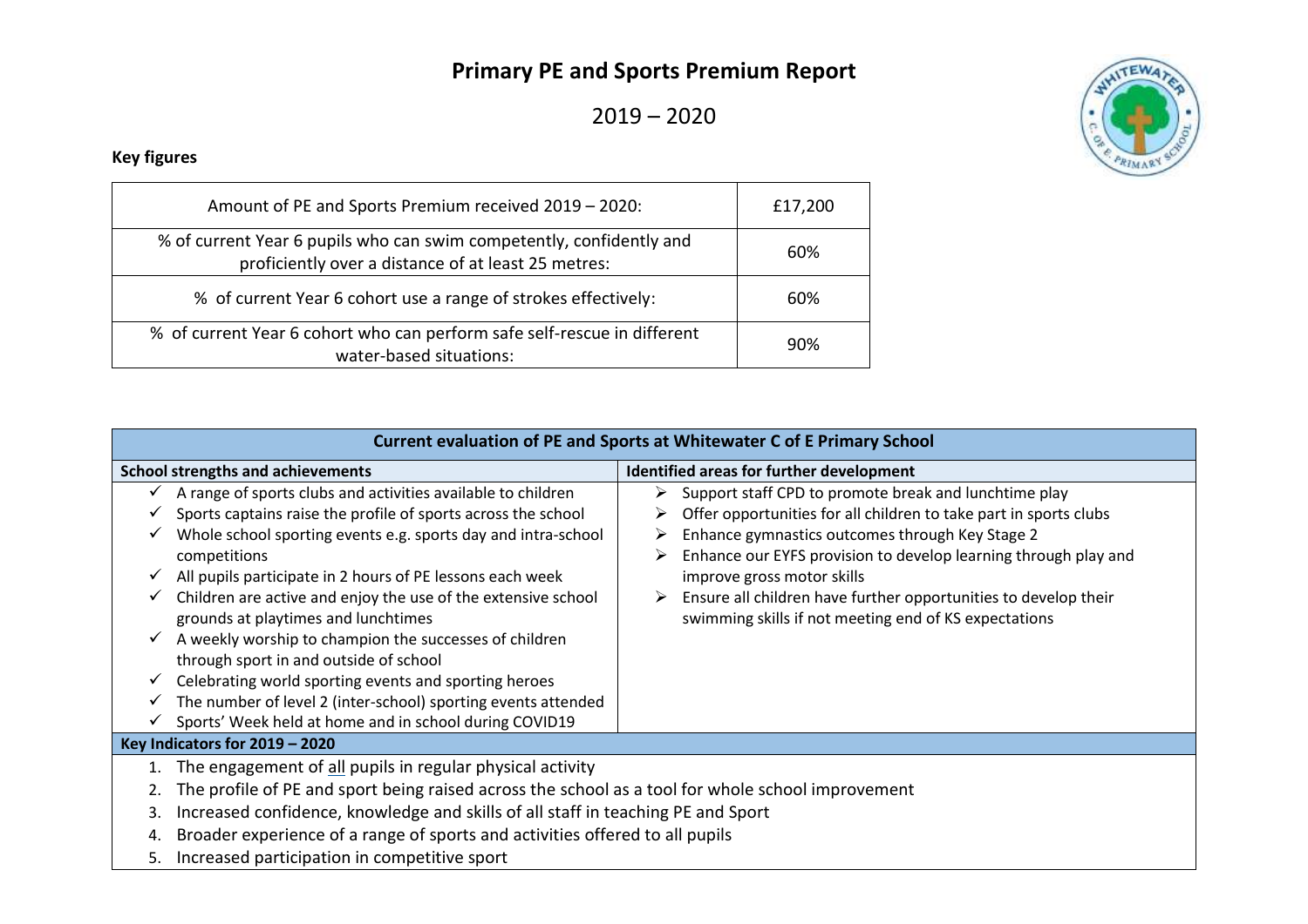# Primary PE and Sports Premium Report

## 2019 – 2020

**Key figures**

| | |
|---|---|
| Amount of PE and Sports Premium received 2019 – 2020: | £17,200 |
| % of current Year 6 pupils who can swim competently, confidently and proficiently over a distance of at least 25 metres: | 60% |
| % of current Year 6 cohort use a range of strokes effectively: | 60% |
| % of current Year 6 cohort who can perform safe self-rescue in different water-based situations: | 90% |

**Current evaluation of PE and Sports at Whitewater C of E Primary School**

| School strengths and achievements | Identified areas for further development |
|---|---|
| ✓ A range of sports clubs and activities available to children<br>✓ Sports captains raise the profile of sports across the school<br>✓ Whole school sporting events e.g. sports day and intra-school competitions<br>✓ All pupils participate in 2 hours of PE lessons each week<br>✓ Children are active and enjoy the use of the extensive school grounds at playtimes and lunchtimes<br>✓ A weekly worship to champion the successes of children through sport in and outside of school<br>✓ Celebrating world sporting events and sporting heroes<br>✓ The number of level 2 (inter-school) sporting events attended<br>✓ Sports' Week held at home and in school during COVID19 | ➢ Support staff CPD to promote break and lunchtime play<br>➢ Offer opportunities for all children to take part in sports clubs<br>➢ Enhance gymnastics outcomes through Key Stage 2<br>➢ Enhance our EYFS provision to develop learning through play and improve gross motor skills<br>➢ Ensure all children have further opportunities to develop their swimming skills if not meeting end of KS expectations |

**Key Indicators for 2019 – 2020**

1. The engagement of all pupils in regular physical activity
2. The profile of PE and sport being raised across the school as a tool for whole school improvement
3. Increased confidence, knowledge and skills of all staff in teaching PE and Sport
4. Broader experience of a range of sports and activities offered to all pupils
5. Increased participation in competitive sport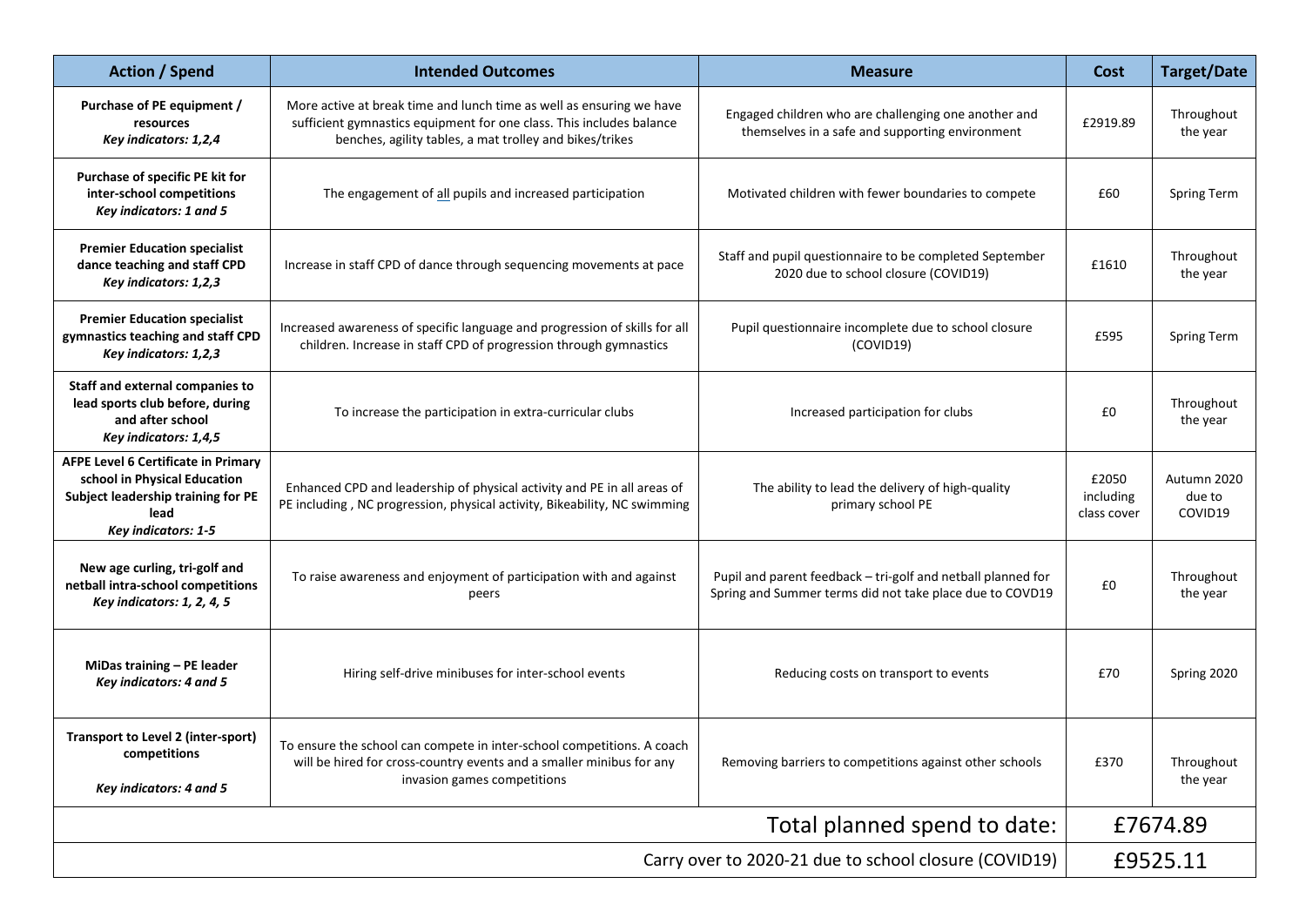| Action / Spend | Intended Outcomes | Measure | Cost | Target/Date |
|---|---|---|---|---|
| **Purchase of PE equipment / resources** ***Key indicators: 1,2,4*** | More active at break time and lunch time as well as ensuring we have sufficient gymnastics equipment for one class. This includes balance benches, agility tables, a mat trolley and bikes/trikes | Engaged children who are challenging one another and themselves in a safe and supporting environment | £2919.89 | Throughout the year |
| **Purchase of specific PE kit for inter-school competitions** ***Key indicators: 1 and 5*** | The engagement of all pupils and increased participation | Motivated children with fewer boundaries to compete | £60 | Spring Term |
| **Premier Education specialist dance teaching and staff CPD** ***Key indicators: 1,2,3*** | Increase in staff CPD of dance through sequencing movements at pace | Staff and pupil questionnaire to be completed September 2020 due to school closure (COVID19) | £1610 | Throughout the year |
| **Premier Education specialist gymnastics teaching and staff CPD** ***Key indicators: 1,2,3*** | Increased awareness of specific language and progression of skills for all children. Increase in staff CPD of progression through gymnastics | Pupil questionnaire incomplete due to school closure (COVID19) | £595 | Spring Term |
| **Staff and external companies to lead sports club before, during and after school** ***Key indicators: 1,4,5*** | To increase the participation in extra-curricular clubs | Increased participation for clubs | £0 | Throughout the year |
| **AFPE Level 6 Certificate in Primary school in Physical Education Subject leadership training for PE lead** ***Key indicators: 1-5*** | Enhanced CPD and leadership of physical activity and PE in all areas of PE including , NC progression, physical activity, Bikeability, NC swimming | The ability to lead the delivery of high-quality primary school PE | £2050 including class cover | Autumn 2020 due to COVID19 |
| **New age curling, tri-golf and netball intra-school competitions** ***Key indicators: 1, 2, 4, 5*** | To raise awareness and enjoyment of participation with and against peers | Pupil and parent feedback – tri-golf and netball planned for Spring and Summer terms did not take place due to COVD19 | £0 | Throughout the year |
| **MiDas training – PE leader** ***Key indicators: 4 and 5*** | Hiring self-drive minibuses for inter-school events | Reducing costs on transport to events | £70 | Spring 2020 |
| **Transport to Level 2 (inter-sport) competitions** ***Key indicators: 4 and 5*** | To ensure the school can compete in inter-school competitions. A coach will be hired for cross-country events and a smaller minibus for any invasion games competitions | Removing barriers to competitions against other schools | £370 | Throughout the year |
| | | Total planned spend to date: | £7674.89 | |
| | | Carry over to 2020-21 due to school closure (COVID19) | £9525.11 | |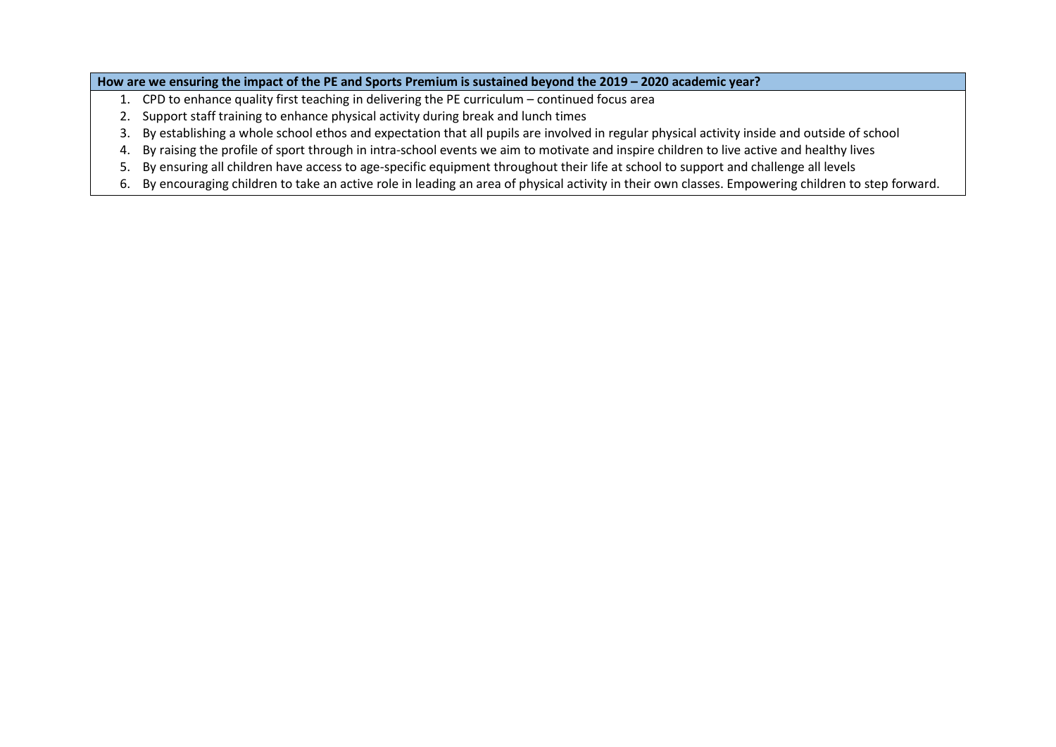**How are we ensuring the impact of the PE and Sports Premium is sustained beyond the 2019 – 2020 academic year?**

1. CPD to enhance quality first teaching in delivering the PE curriculum – continued focus area
2. Support staff training to enhance physical activity during break and lunch times
3. By establishing a whole school ethos and expectation that all pupils are involved in regular physical activity inside and outside of school
4. By raising the profile of sport through in intra-school events we aim to motivate and inspire children to live active and healthy lives
5. By ensuring all children have access to age-specific equipment throughout their life at school to support and challenge all levels
6. By encouraging children to take an active role in leading an area of physical activity in their own classes. Empowering children to step forward.